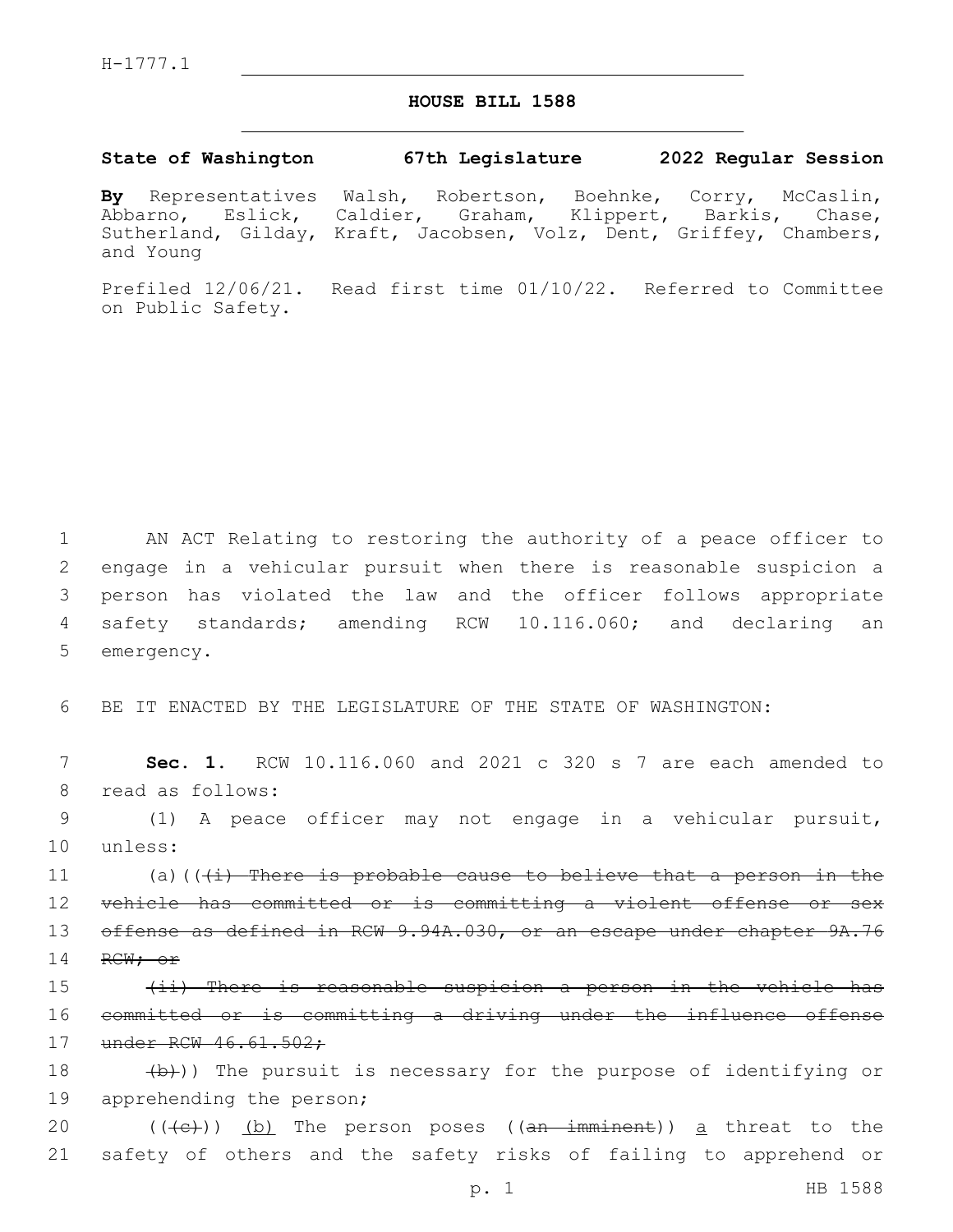H-1777.1

## HOUSE BILL 1588

**State of Washington 67th Legislature 2022 Regular Session**

**By** Representatives Walsh, Robertson, Boehnke, Corry, McCaslin, Abbarno, Eslick, Caldier, Graham, Klippert, Barkis, Chase, Sutherland, Gilday, Kraft, Jacobsen, Volz, Dent, Griffey, Chambers, and Young

Prefiled 12/06/21. Read first time 01/10/22. Referred to Committee on Public Safety.

1 AN ACT Relating to restoring the authority of a peace officer to
2 engage in a vehicular pursuit when there is reasonable suspicion a
3 person has violated the law and the officer follows appropriate
4 safety standards; amending RCW 10.116.060; and declaring an
5 emergency.

6 BE IT ENACTED BY THE LEGISLATURE OF THE STATE OF WASHINGTON:

7 **Sec. 1.** RCW 10.116.060 and 2021 c 320 s 7 are each amended to
8 read as follows:

9 (1) A peace officer may not engage in a vehicular pursuit,
10 unless:

11 (a)((~~(i) There is probable cause to believe that a person in the~~
12 ~~vehicle has committed or is committing a violent offense or sex~~
13 ~~offense as defined in RCW 9.94A.030, or an escape under chapter 9A.76~~
14 ~~RCW; or~~

15 ~~(ii) There is reasonable suspicion a person in the vehicle has~~
16 ~~committed or is committing a driving under the influence offense~~
17 ~~under RCW 46.61.502;~~

18 ~~(b)~~)) The pursuit is necessary for the purpose of identifying or
19 apprehending the person;

20 ((~~(c)~~)) (b) The person poses ((~~an imminent~~)) a threat to the
21 safety of others and the safety risks of failing to apprehend or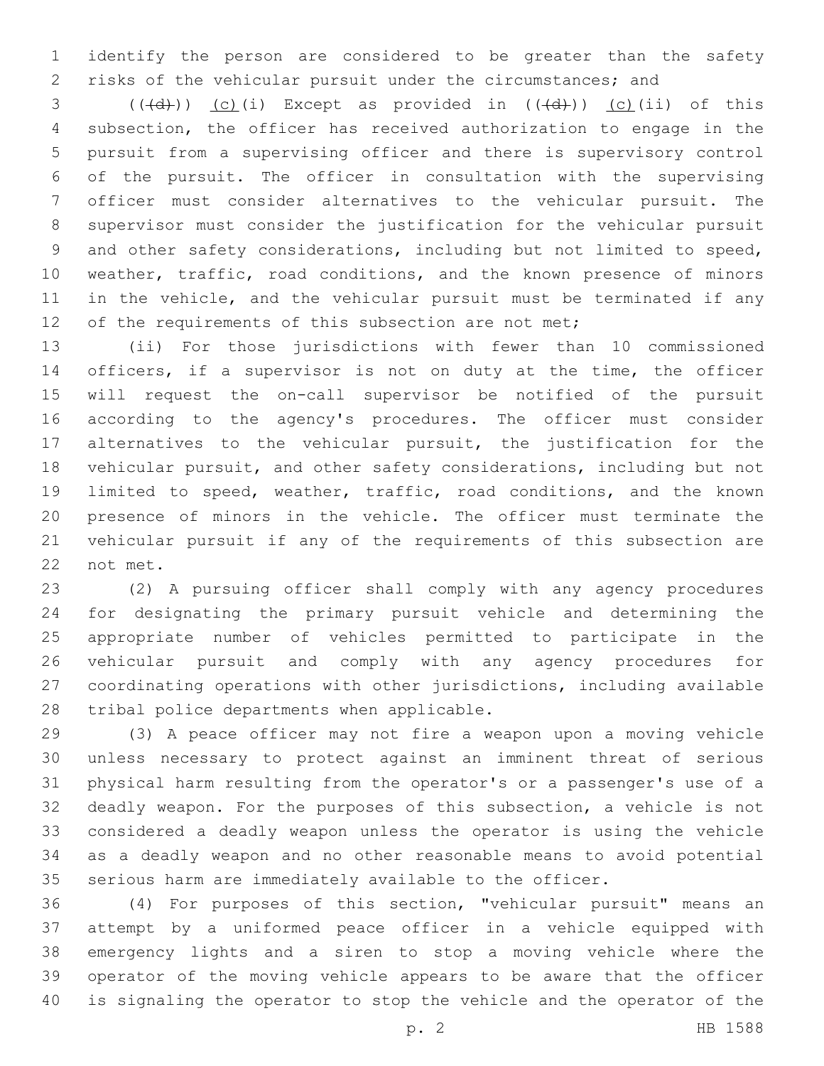identify the person are considered to be greater than the safety risks of the vehicular pursuit under the circumstances; and

((~~(d)~~)) <u>(c)</u>(i) Except as provided in ((~~(d)~~)) <u>(c)</u>(ii) of this subsection, the officer has received authorization to engage in the pursuit from a supervising officer and there is supervisory control of the pursuit. The officer in consultation with the supervising officer must consider alternatives to the vehicular pursuit. The supervisor must consider the justification for the vehicular pursuit and other safety considerations, including but not limited to speed, weather, traffic, road conditions, and the known presence of minors in the vehicle, and the vehicular pursuit must be terminated if any of the requirements of this subsection are not met;

(ii) For those jurisdictions with fewer than 10 commissioned officers, if a supervisor is not on duty at the time, the officer will request the on-call supervisor be notified of the pursuit according to the agency's procedures. The officer must consider alternatives to the vehicular pursuit, the justification for the vehicular pursuit, and other safety considerations, including but not limited to speed, weather, traffic, road conditions, and the known presence of minors in the vehicle. The officer must terminate the vehicular pursuit if any of the requirements of this subsection are not met.

(2) A pursuing officer shall comply with any agency procedures for designating the primary pursuit vehicle and determining the appropriate number of vehicles permitted to participate in the vehicular pursuit and comply with any agency procedures for coordinating operations with other jurisdictions, including available tribal police departments when applicable.

(3) A peace officer may not fire a weapon upon a moving vehicle unless necessary to protect against an imminent threat of serious physical harm resulting from the operator's or a passenger's use of a deadly weapon. For the purposes of this subsection, a vehicle is not considered a deadly weapon unless the operator is using the vehicle as a deadly weapon and no other reasonable means to avoid potential serious harm are immediately available to the officer.

(4) For purposes of this section, "vehicular pursuit" means an attempt by a uniformed peace officer in a vehicle equipped with emergency lights and a siren to stop a moving vehicle where the operator of the moving vehicle appears to be aware that the officer is signaling the operator to stop the vehicle and the operator of the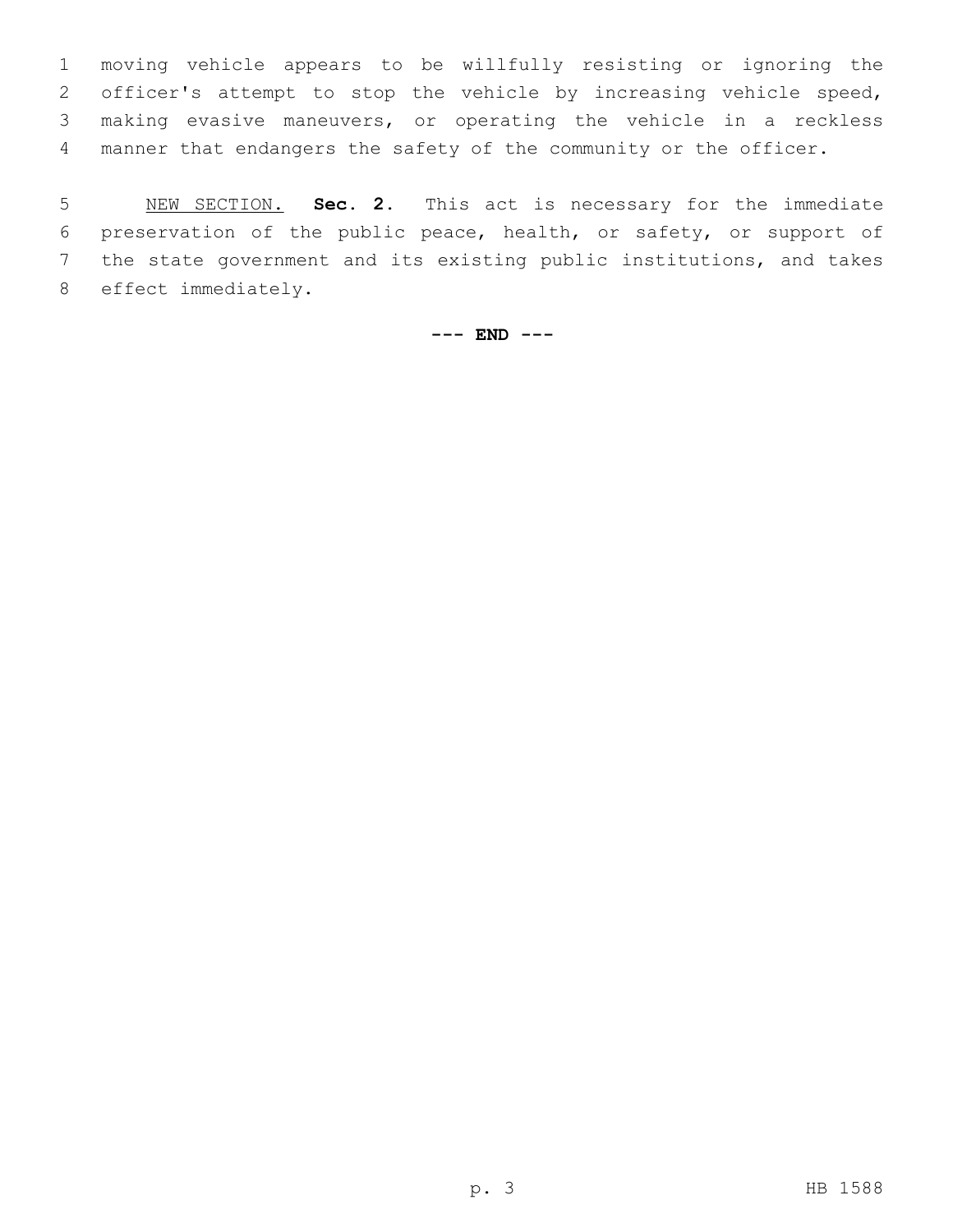moving vehicle appears to be willfully resisting or ignoring the officer's attempt to stop the vehicle by increasing vehicle speed, making evasive maneuvers, or operating the vehicle in a reckless manner that endangers the safety of the community or the officer.

NEW SECTION. **Sec. 2.** This act is necessary for the immediate preservation of the public peace, health, or safety, or support of the state government and its existing public institutions, and takes effect immediately.

**--- END ---**